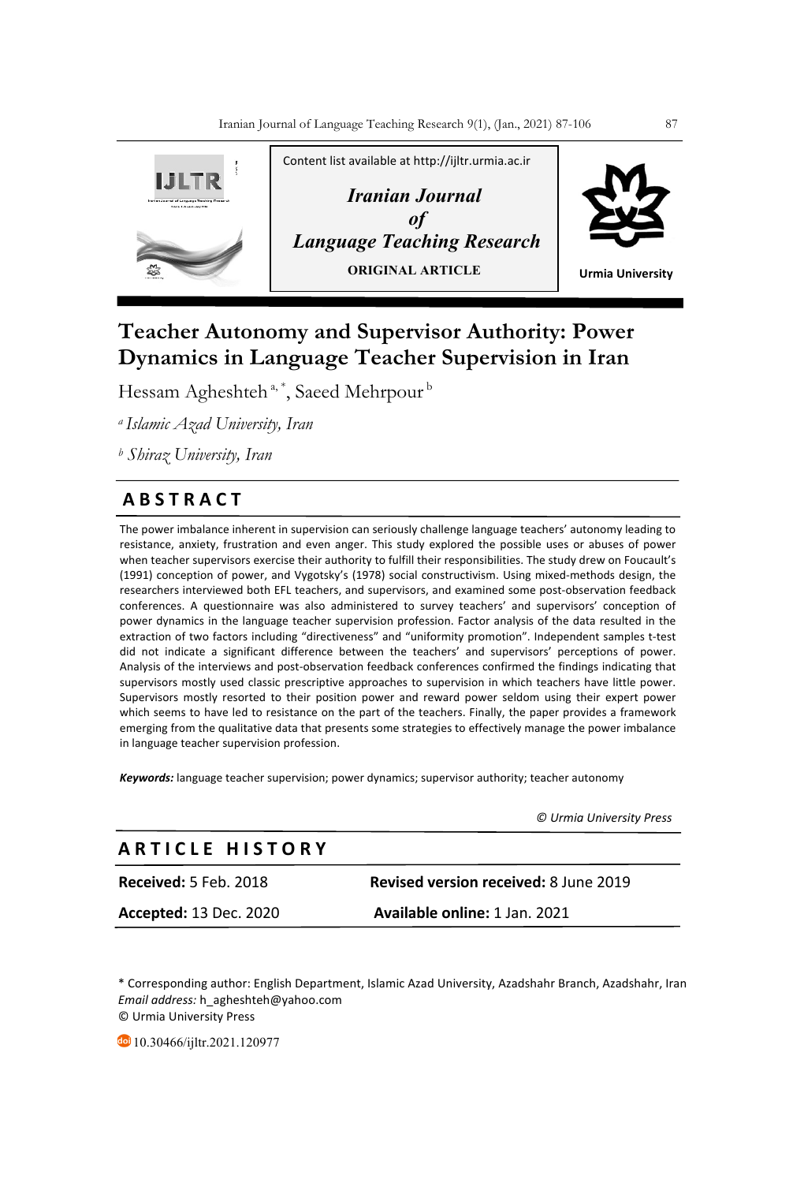Content list available at http://ijltr.urmia.ac.ir

*Iranian Journal of Language Teaching Research*

**ORIGINAL ARTICLE**

Urmia University

# Teacher Autonomy and Supervisor Authority: Power Dynamics in Language Teacher Supervision in Iran

Hessam Agheshteh [a, *], Saeed Mehrpour [b]

[a] *Islamic Azad University, Iran*

[b] *Shiraz University, Iran*

## ABSTRACT

The power imbalance inherent in supervision can seriously challenge language teachers' autonomy leading to resistance, anxiety, frustration and even anger. This study explored the possible uses or abuses of power when teacher supervisors exercise their authority to fulfill their responsibilities. The study drew on Foucault's (1991) conception of power, and Vygotsky's (1978) social constructivism. Using mixed-methods design, the researchers interviewed both EFL teachers, and supervisors, and examined some post-observation feedback conferences. A questionnaire was also administered to survey teachers' and supervisors' conception of power dynamics in the language teacher supervision profession. Factor analysis of the data resulted in the extraction of two factors including "directiveness" and "uniformity promotion". Independent samples t-test did not indicate a significant difference between the teachers' and supervisors' perceptions of power. Analysis of the interviews and post-observation feedback conferences confirmed the findings indicating that supervisors mostly used classic prescriptive approaches to supervision in which teachers have little power. Supervisors mostly resorted to their position power and reward power seldom using their expert power which seems to have led to resistance on the part of the teachers. Finally, the paper provides a framework emerging from the qualitative data that presents some strategies to effectively manage the power imbalance in language teacher supervision profession.

***Keywords:*** language teacher supervision; power dynamics; supervisor authority; teacher autonomy

*© Urmia University Press*

## ARTICLE HISTORY

| | |
|---|---|
| **Received:** 5 Feb. 2018 | **Revised version received:** 8 June 2019 |
| **Accepted:** 13 Dec. 2020 | **Available online:** 1 Jan. 2021 |

\* Corresponding author: English Department, Islamic Azad University, Azadshahr Branch, Azadshahr, Iran
*Email address:* h_agheshteh@yahoo.com
© Urmia University Press

10.30466/ijltr.2021.120977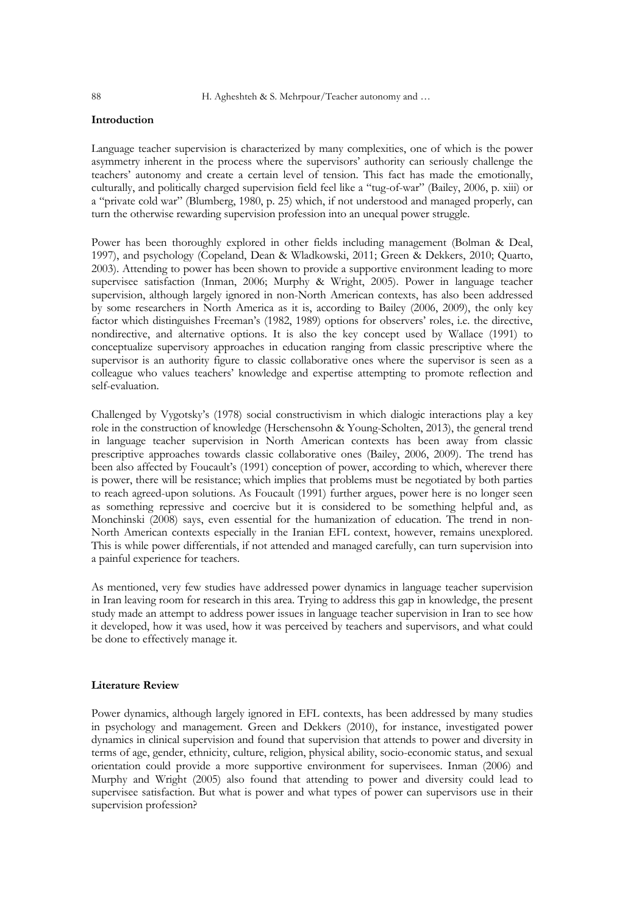**Introduction**

Language teacher supervision is characterized by many complexities, one of which is the power asymmetry inherent in the process where the supervisors' authority can seriously challenge the teachers' autonomy and create a certain level of tension. This fact has made the emotionally, culturally, and politically charged supervision field feel like a "tug-of-war" (Bailey, 2006, p. xiii) or a "private cold war" (Blumberg, 1980, p. 25) which, if not understood and managed properly, can turn the otherwise rewarding supervision profession into an unequal power struggle.

Power has been thoroughly explored in other fields including management (Bolman & Deal, 1997), and psychology (Copeland, Dean & Wladkowski, 2011; Green & Dekkers, 2010; Quarto, 2003). Attending to power has been shown to provide a supportive environment leading to more supervisee satisfaction (Inman, 2006; Murphy & Wright, 2005). Power in language teacher supervision, although largely ignored in non-North American contexts, has also been addressed by some researchers in North America as it is, according to Bailey (2006, 2009), the only key factor which distinguishes Freeman's (1982, 1989) options for observers' roles, i.e. the directive, nondirective, and alternative options. It is also the key concept used by Wallace (1991) to conceptualize supervisory approaches in education ranging from classic prescriptive where the supervisor is an authority figure to classic collaborative ones where the supervisor is seen as a colleague who values teachers' knowledge and expertise attempting to promote reflection and self-evaluation.

Challenged by Vygotsky's (1978) social constructivism in which dialogic interactions play a key role in the construction of knowledge (Herschensohn & Young-Scholten, 2013), the general trend in language teacher supervision in North American contexts has been away from classic prescriptive approaches towards classic collaborative ones (Bailey, 2006, 2009). The trend has been also affected by Foucault's (1991) conception of power, according to which, wherever there is power, there will be resistance; which implies that problems must be negotiated by both parties to reach agreed-upon solutions. As Foucault (1991) further argues, power here is no longer seen as something repressive and coercive but it is considered to be something helpful and, as Monchinski (2008) says, even essential for the humanization of education. The trend in non-North American contexts especially in the Iranian EFL context, however, remains unexplored. This is while power differentials, if not attended and managed carefully, can turn supervision into a painful experience for teachers.

As mentioned, very few studies have addressed power dynamics in language teacher supervision in Iran leaving room for research in this area. Trying to address this gap in knowledge, the present study made an attempt to address power issues in language teacher supervision in Iran to see how it developed, how it was used, how it was perceived by teachers and supervisors, and what could be done to effectively manage it.

**Literature Review**

Power dynamics, although largely ignored in EFL contexts, has been addressed by many studies in psychology and management. Green and Dekkers (2010), for instance, investigated power dynamics in clinical supervision and found that supervision that attends to power and diversity in terms of age, gender, ethnicity, culture, religion, physical ability, socio-economic status, and sexual orientation could provide a more supportive environment for supervisees. Inman (2006) and Murphy and Wright (2005) also found that attending to power and diversity could lead to supervisee satisfaction. But what is power and what types of power can supervisors use in their supervision profession?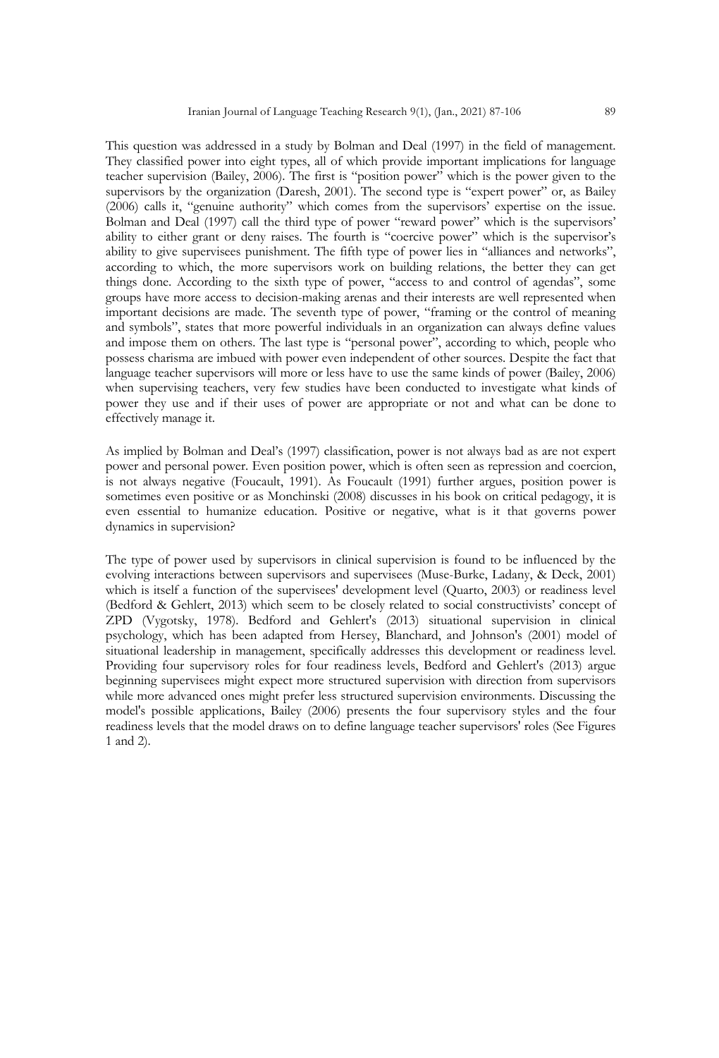This question was addressed in a study by Bolman and Deal (1997) in the field of management. They classified power into eight types, all of which provide important implications for language teacher supervision (Bailey, 2006). The first is "position power" which is the power given to the supervisors by the organization (Daresh, 2001). The second type is "expert power" or, as Bailey (2006) calls it, "genuine authority" which comes from the supervisors' expertise on the issue. Bolman and Deal (1997) call the third type of power "reward power" which is the supervisors' ability to either grant or deny raises. The fourth is "coercive power" which is the supervisor's ability to give supervisees punishment. The fifth type of power lies in "alliances and networks", according to which, the more supervisors work on building relations, the better they can get things done. According to the sixth type of power, "access to and control of agendas", some groups have more access to decision-making arenas and their interests are well represented when important decisions are made. The seventh type of power, "framing or the control of meaning and symbols", states that more powerful individuals in an organization can always define values and impose them on others. The last type is "personal power", according to which, people who possess charisma are imbued with power even independent of other sources. Despite the fact that language teacher supervisors will more or less have to use the same kinds of power (Bailey, 2006) when supervising teachers, very few studies have been conducted to investigate what kinds of power they use and if their uses of power are appropriate or not and what can be done to effectively manage it.

As implied by Bolman and Deal's (1997) classification, power is not always bad as are not expert power and personal power. Even position power, which is often seen as repression and coercion, is not always negative (Foucault, 1991). As Foucault (1991) further argues, position power is sometimes even positive or as Monchinski (2008) discusses in his book on critical pedagogy, it is even essential to humanize education. Positive or negative, what is it that governs power dynamics in supervision?

The type of power used by supervisors in clinical supervision is found to be influenced by the evolving interactions between supervisors and supervisees (Muse-Burke, Ladany, & Deck, 2001) which is itself a function of the supervisees' development level (Quarto, 2003) or readiness level (Bedford & Gehlert, 2013) which seem to be closely related to social constructivists' concept of ZPD (Vygotsky, 1978). Bedford and Gehlert's (2013) situational supervision in clinical psychology, which has been adapted from Hersey, Blanchard, and Johnson's (2001) model of situational leadership in management, specifically addresses this development or readiness level. Providing four supervisory roles for four readiness levels, Bedford and Gehlert's (2013) argue beginning supervisees might expect more structured supervision with direction from supervisors while more advanced ones might prefer less structured supervision environments. Discussing the model's possible applications, Bailey (2006) presents the four supervisory styles and the four readiness levels that the model draws on to define language teacher supervisors' roles (See Figures 1 and 2).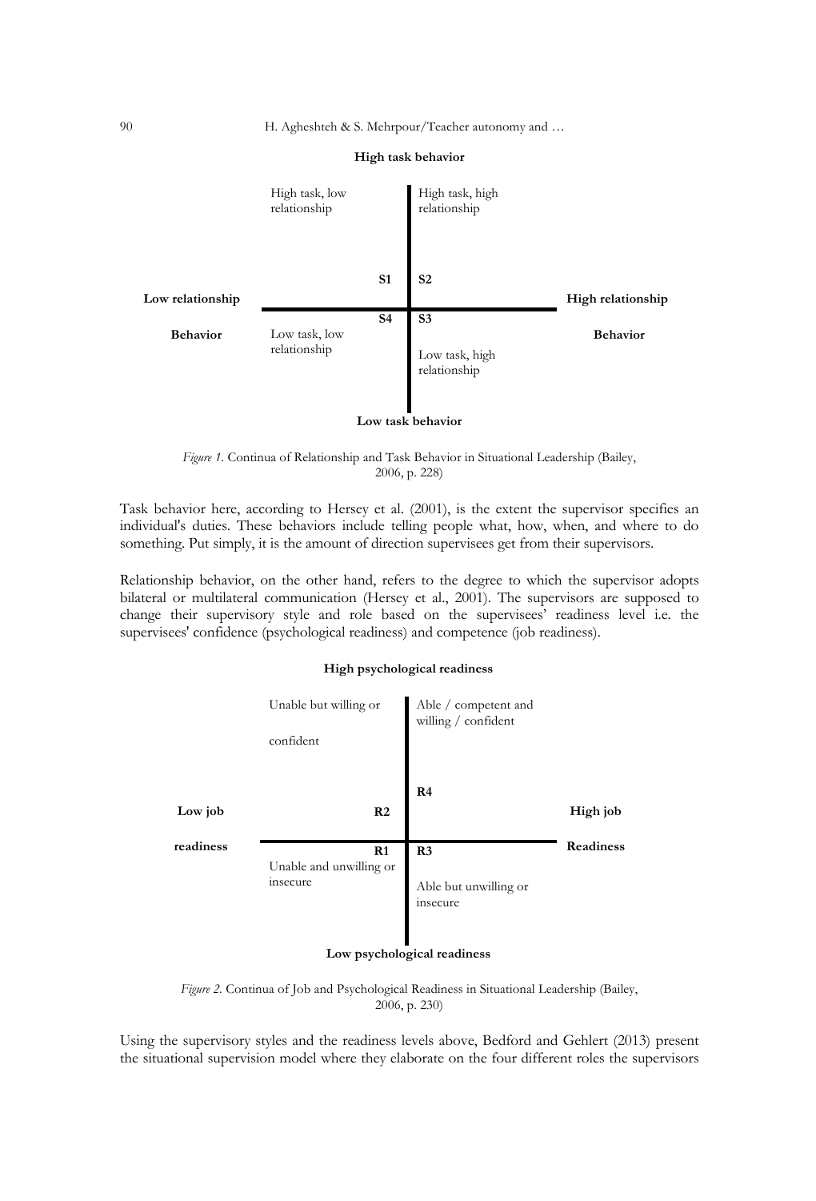**High task behavior**

| | Low relationship | High relationship |
|---|---|---|
| **High task** | High task, low relationship (S1) | High task, high relationship (S2) |
| **Low task** | Low task, low relationship (S4) | Low task, high relationship (S3) |

Low relationship Behavior — High relationship Behavior

**Low task behavior**

*Figure 1.* Continua of Relationship and Task Behavior in Situational Leadership (Bailey, 2006, p. 228)

Task behavior here, according to Hersey et al. (2001), is the extent the supervisor specifies an individual's duties. These behaviors include telling people what, how, when, and where to do something. Put simply, it is the amount of direction supervisees get from their supervisors.

Relationship behavior, on the other hand, refers to the degree to which the supervisor adopts bilateral or multilateral communication (Hersey et al., 2001). The supervisors are supposed to change their supervisory style and role based on the supervisees' readiness level i.e. the supervisees' confidence (psychological readiness) and competence (job readiness).

**High psychological readiness**

| | Low job readiness | High job Readiness |
|---|---|---|
| **High psychological readiness** | Unable but willing or confident (R2) | Able / competent and willing / confident (R4) |
| **Low psychological readiness** | Unable and unwilling or insecure (R1) | Able but unwilling or insecure (R3) |

**Low psychological readiness**

*Figure 2.* Continua of Job and Psychological Readiness in Situational Leadership (Bailey, 2006, p. 230)

Using the supervisory styles and the readiness levels above, Bedford and Gehlert (2013) present the situational supervision model where they elaborate on the four different roles the supervisors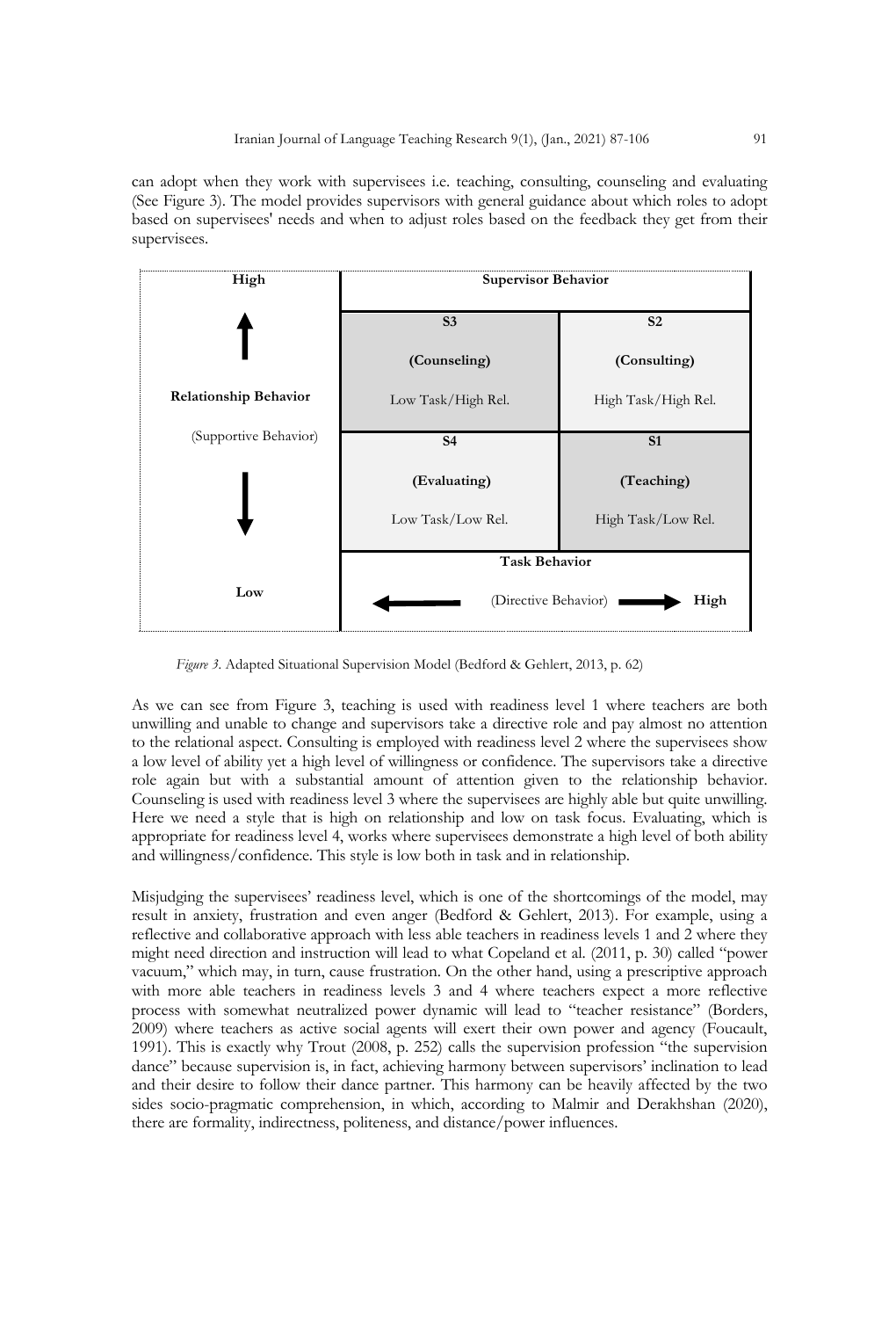can adopt when they work with supervisees i.e. teaching, consulting, counseling and evaluating (See Figure 3). The model provides supervisors with general guidance about which roles to adopt based on supervisees' needs and when to adjust roles based on the feedback they get from their supervisees.

| High | Supervisor Behavior | |
|---|---|---|
| ↑ | S3 (Counseling) Low Task/High Rel. | S2 (Consulting) High Task/High Rel. |
| Relationship Behavior (Supportive Behavior) | | |
| ↓ | S4 (Evaluating) Low Task/Low Rel. | S1 (Teaching) High Task/Low Rel. |
| Low | Task Behavior ← (Directive Behavior) → High | |

*Figure 3.* Adapted Situational Supervision Model (Bedford & Gehlert, 2013, p. 62)

As we can see from Figure 3, teaching is used with readiness level 1 where teachers are both unwilling and unable to change and supervisors take a directive role and pay almost no attention to the relational aspect. Consulting is employed with readiness level 2 where the supervisees show a low level of ability yet a high level of willingness or confidence. The supervisors take a directive role again but with a substantial amount of attention given to the relationship behavior. Counseling is used with readiness level 3 where the supervisees are highly able but quite unwilling. Here we need a style that is high on relationship and low on task focus. Evaluating, which is appropriate for readiness level 4, works where supervisees demonstrate a high level of both ability and willingness/confidence. This style is low both in task and in relationship.

Misjudging the supervisees' readiness level, which is one of the shortcomings of the model, may result in anxiety, frustration and even anger (Bedford & Gehlert, 2013). For example, using a reflective and collaborative approach with less able teachers in readiness levels 1 and 2 where they might need direction and instruction will lead to what Copeland et al. (2011, p. 30) called "power vacuum," which may, in turn, cause frustration. On the other hand, using a prescriptive approach with more able teachers in readiness levels 3 and 4 where teachers expect a more reflective process with somewhat neutralized power dynamic will lead to "teacher resistance" (Borders, 2009) where teachers as active social agents will exert their own power and agency (Foucault, 1991). This is exactly why Trout (2008, p. 252) calls the supervision profession "the supervision dance" because supervision is, in fact, achieving harmony between supervisors' inclination to lead and their desire to follow their dance partner. This harmony can be heavily affected by the two sides socio-pragmatic comprehension, in which, according to Malmir and Derakhshan (2020), there are formality, indirectness, politeness, and distance/power influences.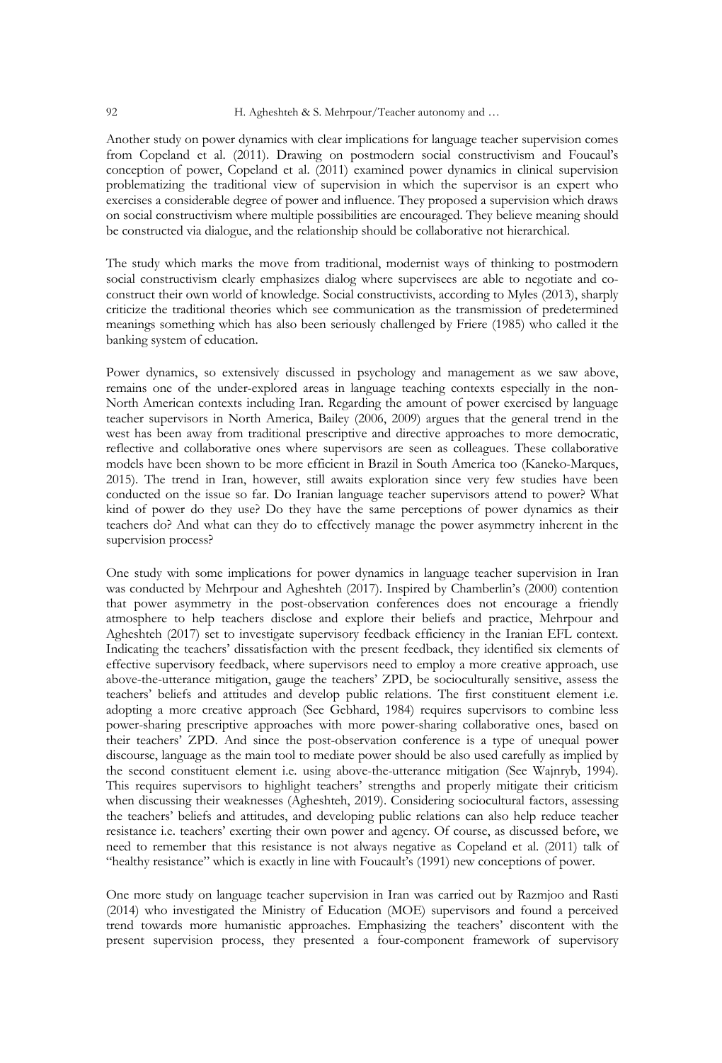Another study on power dynamics with clear implications for language teacher supervision comes from Copeland et al. (2011). Drawing on postmodern social constructivism and Foucaul's conception of power, Copeland et al. (2011) examined power dynamics in clinical supervision problematizing the traditional view of supervision in which the supervisor is an expert who exercises a considerable degree of power and influence. They proposed a supervision which draws on social constructivism where multiple possibilities are encouraged. They believe meaning should be constructed via dialogue, and the relationship should be collaborative not hierarchical.

The study which marks the move from traditional, modernist ways of thinking to postmodern social constructivism clearly emphasizes dialog where supervisees are able to negotiate and co-construct their own world of knowledge. Social constructivists, according to Myles (2013), sharply criticize the traditional theories which see communication as the transmission of predetermined meanings something which has also been seriously challenged by Friere (1985) who called it the banking system of education.

Power dynamics, so extensively discussed in psychology and management as we saw above, remains one of the under-explored areas in language teaching contexts especially in the non-North American contexts including Iran. Regarding the amount of power exercised by language teacher supervisors in North America, Bailey (2006, 2009) argues that the general trend in the west has been away from traditional prescriptive and directive approaches to more democratic, reflective and collaborative ones where supervisors are seen as colleagues. These collaborative models have been shown to be more efficient in Brazil in South America too (Kaneko-Marques, 2015). The trend in Iran, however, still awaits exploration since very few studies have been conducted on the issue so far. Do Iranian language teacher supervisors attend to power? What kind of power do they use? Do they have the same perceptions of power dynamics as their teachers do? And what can they do to effectively manage the power asymmetry inherent in the supervision process?

One study with some implications for power dynamics in language teacher supervision in Iran was conducted by Mehrpour and Agheshteh (2017). Inspired by Chamberlin's (2000) contention that power asymmetry in the post-observation conferences does not encourage a friendly atmosphere to help teachers disclose and explore their beliefs and practice, Mehrpour and Agheshteh (2017) set to investigate supervisory feedback efficiency in the Iranian EFL context. Indicating the teachers' dissatisfaction with the present feedback, they identified six elements of effective supervisory feedback, where supervisors need to employ a more creative approach, use above-the-utterance mitigation, gauge the teachers' ZPD, be socioculturally sensitive, assess the teachers' beliefs and attitudes and develop public relations. The first constituent element i.e. adopting a more creative approach (See Gebhard, 1984) requires supervisors to combine less power-sharing prescriptive approaches with more power-sharing collaborative ones, based on their teachers' ZPD. And since the post-observation conference is a type of unequal power discourse, language as the main tool to mediate power should be also used carefully as implied by the second constituent element i.e. using above-the-utterance mitigation (See Wajnryb, 1994). This requires supervisors to highlight teachers' strengths and properly mitigate their criticism when discussing their weaknesses (Agheshteh, 2019). Considering sociocultural factors, assessing the teachers' beliefs and attitudes, and developing public relations can also help reduce teacher resistance i.e. teachers' exerting their own power and agency. Of course, as discussed before, we need to remember that this resistance is not always negative as Copeland et al. (2011) talk of "healthy resistance" which is exactly in line with Foucault's (1991) new conceptions of power.

One more study on language teacher supervision in Iran was carried out by Razmjoo and Rasti (2014) who investigated the Ministry of Education (MOE) supervisors and found a perceived trend towards more humanistic approaches. Emphasizing the teachers' discontent with the present supervision process, they presented a four-component framework of supervisory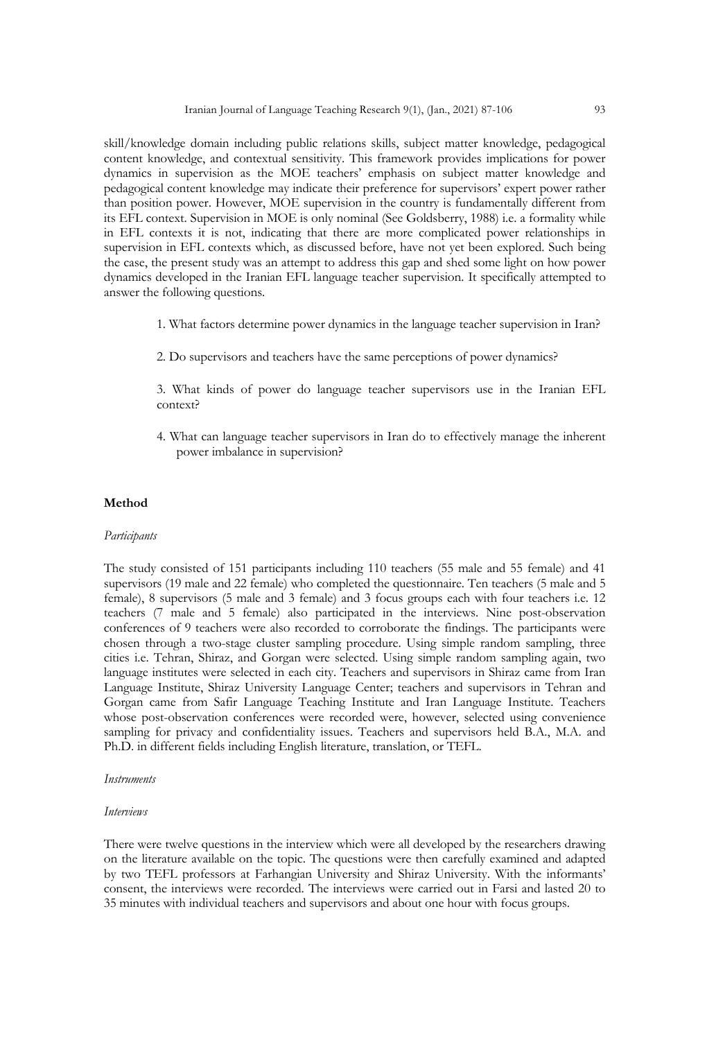skill/knowledge domain including public relations skills, subject matter knowledge, pedagogical content knowledge, and contextual sensitivity. This framework provides implications for power dynamics in supervision as the MOE teachers' emphasis on subject matter knowledge and pedagogical content knowledge may indicate their preference for supervisors' expert power rather than position power. However, MOE supervision in the country is fundamentally different from its EFL context. Supervision in MOE is only nominal (See Goldsberry, 1988) i.e. a formality while in EFL contexts it is not, indicating that there are more complicated power relationships in supervision in EFL contexts which, as discussed before, have not yet been explored. Such being the case, the present study was an attempt to address this gap and shed some light on how power dynamics developed in the Iranian EFL language teacher supervision. It specifically attempted to answer the following questions.

1. What factors determine power dynamics in the language teacher supervision in Iran?

2. Do supervisors and teachers have the same perceptions of power dynamics?

3. What kinds of power do language teacher supervisors use in the Iranian EFL context?

4. What can language teacher supervisors in Iran do to effectively manage the inherent power imbalance in supervision?

## Method

*Participants*

The study consisted of 151 participants including 110 teachers (55 male and 55 female) and 41 supervisors (19 male and 22 female) who completed the questionnaire. Ten teachers (5 male and 5 female), 8 supervisors (5 male and 3 female) and 3 focus groups each with four teachers i.e. 12 teachers (7 male and 5 female) also participated in the interviews. Nine post-observation conferences of 9 teachers were also recorded to corroborate the findings. The participants were chosen through a two-stage cluster sampling procedure. Using simple random sampling, three cities i.e. Tehran, Shiraz, and Gorgan were selected. Using simple random sampling again, two language institutes were selected in each city. Teachers and supervisors in Shiraz came from Iran Language Institute, Shiraz University Language Center; teachers and supervisors in Tehran and Gorgan came from Safir Language Teaching Institute and Iran Language Institute. Teachers whose post-observation conferences were recorded were, however, selected using convenience sampling for privacy and confidentiality issues. Teachers and supervisors held B.A., M.A. and Ph.D. in different fields including English literature, translation, or TEFL.

*Instruments*

*Interviews*

There were twelve questions in the interview which were all developed by the researchers drawing on the literature available on the topic. The questions were then carefully examined and adapted by two TEFL professors at Farhangian University and Shiraz University. With the informants' consent, the interviews were recorded. The interviews were carried out in Farsi and lasted 20 to 35 minutes with individual teachers and supervisors and about one hour with focus groups.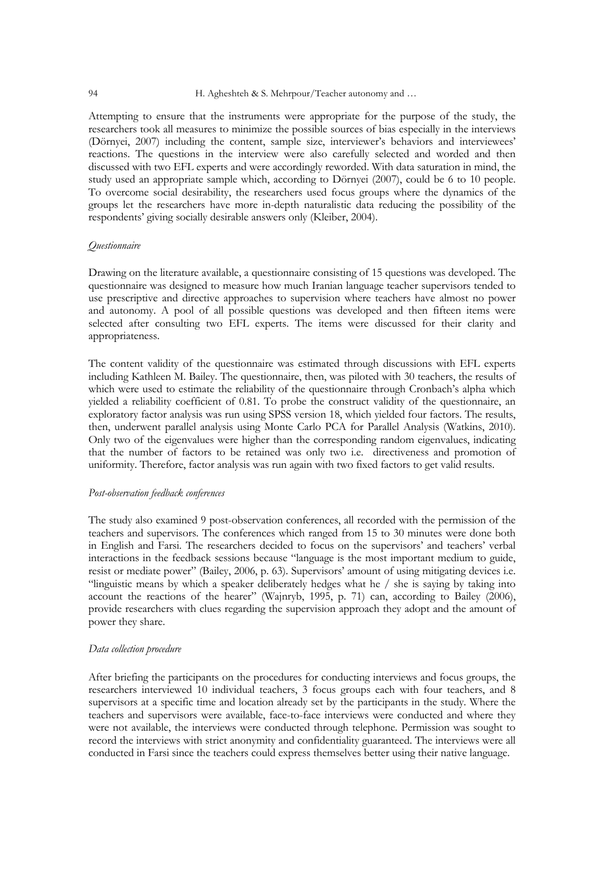Attempting to ensure that the instruments were appropriate for the purpose of the study, the researchers took all measures to minimize the possible sources of bias especially in the interviews (Dörnyei, 2007) including the content, sample size, interviewer's behaviors and interviewees' reactions. The questions in the interview were also carefully selected and worded and then discussed with two EFL experts and were accordingly reworded. With data saturation in mind, the study used an appropriate sample which, according to Dörnyei (2007), could be 6 to 10 people. To overcome social desirability, the researchers used focus groups where the dynamics of the groups let the researchers have more in-depth naturalistic data reducing the possibility of the respondents' giving socially desirable answers only (Kleiber, 2004).

*Questionnaire*

Drawing on the literature available, a questionnaire consisting of 15 questions was developed. The questionnaire was designed to measure how much Iranian language teacher supervisors tended to use prescriptive and directive approaches to supervision where teachers have almost no power and autonomy. A pool of all possible questions was developed and then fifteen items were selected after consulting two EFL experts. The items were discussed for their clarity and appropriateness.

The content validity of the questionnaire was estimated through discussions with EFL experts including Kathleen M. Bailey. The questionnaire, then, was piloted with 30 teachers, the results of which were used to estimate the reliability of the questionnaire through Cronbach's alpha which yielded a reliability coefficient of 0.81. To probe the construct validity of the questionnaire, an exploratory factor analysis was run using SPSS version 18, which yielded four factors. The results, then, underwent parallel analysis using Monte Carlo PCA for Parallel Analysis (Watkins, 2010). Only two of the eigenvalues were higher than the corresponding random eigenvalues, indicating that the number of factors to be retained was only two i.e. directiveness and promotion of uniformity. Therefore, factor analysis was run again with two fixed factors to get valid results.

*Post-observation feedback conferences*

The study also examined 9 post-observation conferences, all recorded with the permission of the teachers and supervisors. The conferences which ranged from 15 to 30 minutes were done both in English and Farsi. The researchers decided to focus on the supervisors' and teachers' verbal interactions in the feedback sessions because "language is the most important medium to guide, resist or mediate power" (Bailey, 2006, p. 63). Supervisors' amount of using mitigating devices i.e. "linguistic means by which a speaker deliberately hedges what he / she is saying by taking into account the reactions of the hearer" (Wajnryb, 1995, p. 71) can, according to Bailey (2006), provide researchers with clues regarding the supervision approach they adopt and the amount of power they share.

*Data collection procedure*

After briefing the participants on the procedures for conducting interviews and focus groups, the researchers interviewed 10 individual teachers, 3 focus groups each with four teachers, and 8 supervisors at a specific time and location already set by the participants in the study. Where the teachers and supervisors were available, face-to-face interviews were conducted and where they were not available, the interviews were conducted through telephone. Permission was sought to record the interviews with strict anonymity and confidentiality guaranteed. The interviews were all conducted in Farsi since the teachers could express themselves better using their native language.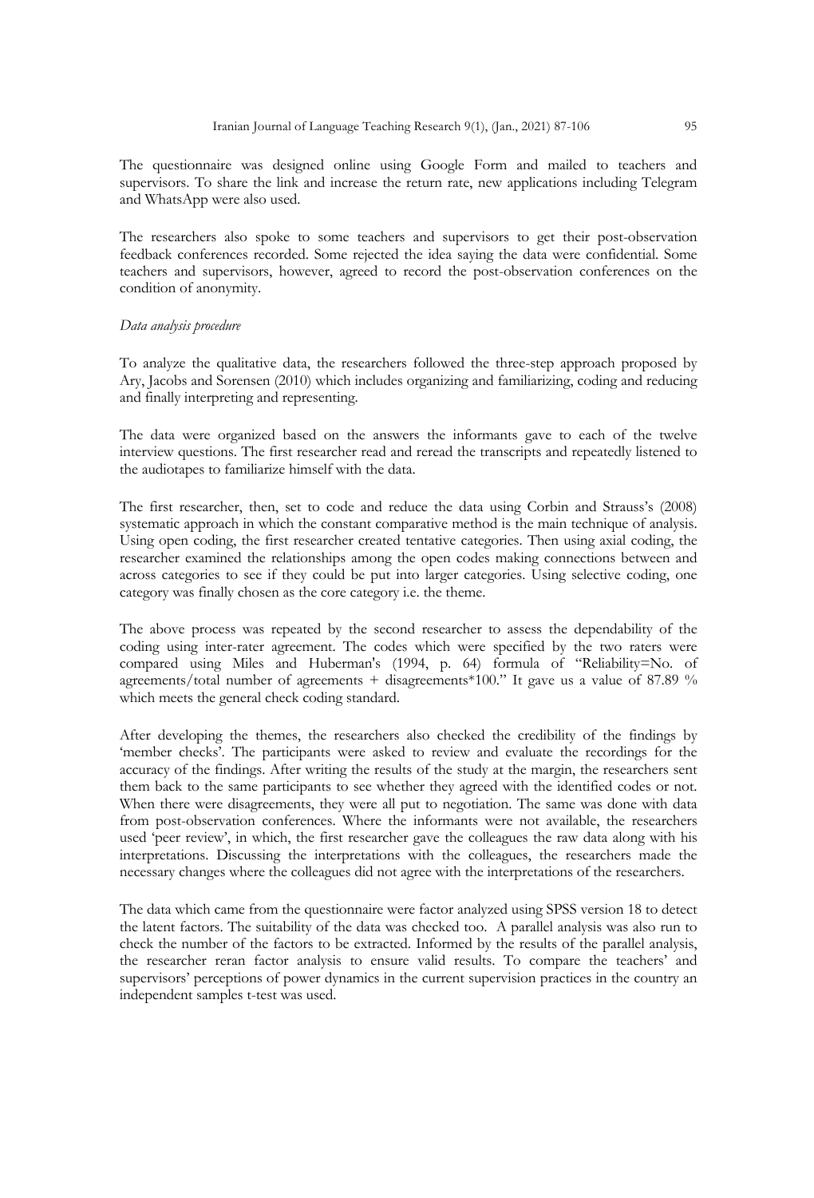The questionnaire was designed online using Google Form and mailed to teachers and supervisors. To share the link and increase the return rate, new applications including Telegram and WhatsApp were also used.

The researchers also spoke to some teachers and supervisors to get their post-observation feedback conferences recorded. Some rejected the idea saying the data were confidential. Some teachers and supervisors, however, agreed to record the post-observation conferences on the condition of anonymity.

*Data analysis procedure*

To analyze the qualitative data, the researchers followed the three-step approach proposed by Ary, Jacobs and Sorensen (2010) which includes organizing and familiarizing, coding and reducing and finally interpreting and representing.

The data were organized based on the answers the informants gave to each of the twelve interview questions. The first researcher read and reread the transcripts and repeatedly listened to the audiotapes to familiarize himself with the data.

The first researcher, then, set to code and reduce the data using Corbin and Strauss's (2008) systematic approach in which the constant comparative method is the main technique of analysis. Using open coding, the first researcher created tentative categories. Then using axial coding, the researcher examined the relationships among the open codes making connections between and across categories to see if they could be put into larger categories. Using selective coding, one category was finally chosen as the core category i.e. the theme.

The above process was repeated by the second researcher to assess the dependability of the coding using inter-rater agreement. The codes which were specified by the two raters were compared using Miles and Huberman's (1994, p. 64) formula of "Reliability=No. of agreements/total number of agreements + disagreements*100." It gave us a value of 87.89 % which meets the general check coding standard.

After developing the themes, the researchers also checked the credibility of the findings by 'member checks'. The participants were asked to review and evaluate the recordings for the accuracy of the findings. After writing the results of the study at the margin, the researchers sent them back to the same participants to see whether they agreed with the identified codes or not. When there were disagreements, they were all put to negotiation. The same was done with data from post-observation conferences. Where the informants were not available, the researchers used 'peer review', in which, the first researcher gave the colleagues the raw data along with his interpretations. Discussing the interpretations with the colleagues, the researchers made the necessary changes where the colleagues did not agree with the interpretations of the researchers.

The data which came from the questionnaire were factor analyzed using SPSS version 18 to detect the latent factors. The suitability of the data was checked too. A parallel analysis was also run to check the number of the factors to be extracted. Informed by the results of the parallel analysis, the researcher reran factor analysis to ensure valid results. To compare the teachers' and supervisors' perceptions of power dynamics in the current supervision practices in the country an independent samples t-test was used.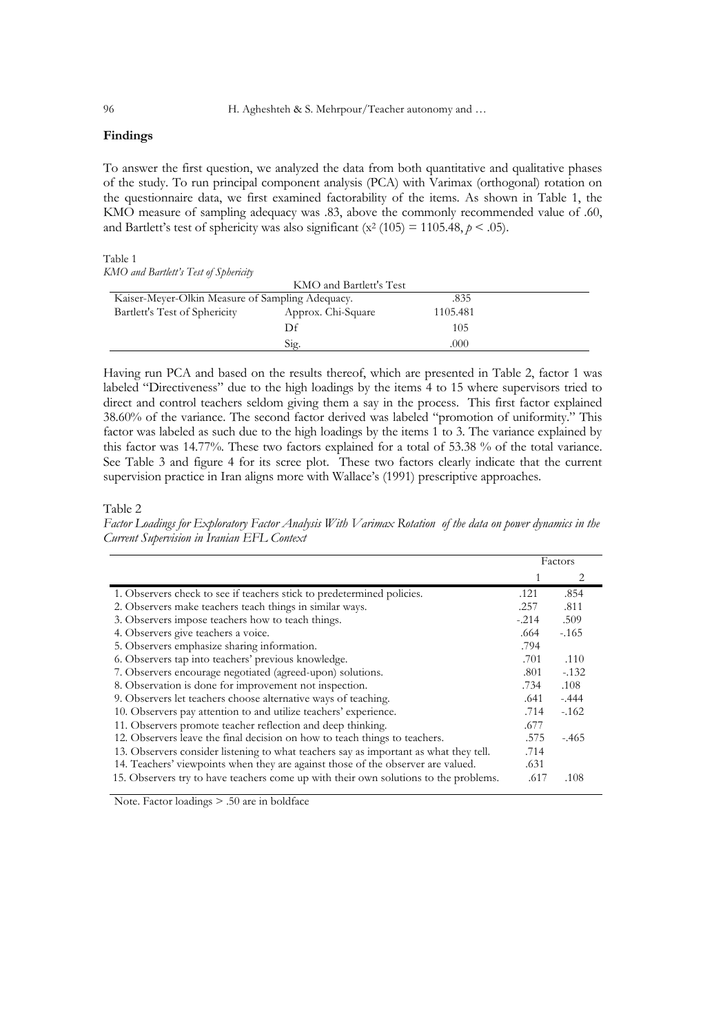**Findings**

To answer the first question, we analyzed the data from both quantitative and qualitative phases of the study. To run principal component analysis (PCA) with Varimax (orthogonal) rotation on the questionnaire data, we first examined factorability of the items. As shown in Table 1, the KMO measure of sampling adequacy was .83, above the commonly recommended value of .60, and Bartlett's test of sphericity was also significant ($x^2$ (105) = 1105.48, $p < .05$).

Table 1
*KMO and Bartlett's Test of Sphericity*

| KMO and Bartlett's Test | | |
|---|---|---|
| Kaiser-Meyer-Olkin Measure of Sampling Adequacy. | | .835 |
| Bartlett's Test of Sphericity | Approx. Chi-Square | 1105.481 |
| | Df | 105 |
| | Sig. | .000 |

Having run PCA and based on the results thereof, which are presented in Table 2, factor 1 was labeled "Directiveness" due to the high loadings by the items 4 to 15 where supervisors tried to direct and control teachers seldom giving them a say in the process. This first factor explained 38.60% of the variance. The second factor derived was labeled "promotion of uniformity." This factor was labeled as such due to the high loadings by the items 1 to 3. The variance explained by this factor was 14.77%. These two factors explained for a total of 53.38 % of the total variance. See Table 3 and figure 4 for its scree plot. These two factors clearly indicate that the current supervision practice in Iran aligns more with Wallace's (1991) prescriptive approaches.

Table 2
*Factor Loadings for Exploratory Factor Analysis With Varimax Rotation of the data on power dynamics in the Current Supervision in Iranian EFL Context*

| | Factors | |
|---|---|---|
| | 1 | 2 |
| 1. Observers check to see if teachers stick to predetermined policies. | .121 | .854 |
| 2. Observers make teachers teach things in similar ways. | .257 | .811 |
| 3. Observers impose teachers how to teach things. | -.214 | .509 |
| 4. Observers give teachers a voice. | .664 | -.165 |
| 5. Observers emphasize sharing information. | .794 | |
| 6. Observers tap into teachers' previous knowledge. | .701 | .110 |
| 7. Observers encourage negotiated (agreed-upon) solutions. | .801 | -.132 |
| 8. Observation is done for improvement not inspection. | .734 | .108 |
| 9. Observers let teachers choose alternative ways of teaching. | .641 | -.444 |
| 10. Observers pay attention to and utilize teachers' experience. | .714 | -.162 |
| 11. Observers promote teacher reflection and deep thinking. | .677 | |
| 12. Observers leave the final decision on how to teach things to teachers. | .575 | -.465 |
| 13. Observers consider listening to what teachers say as important as what they tell. | .714 | |
| 14. Teachers' viewpoints when they are against those of the observer are valued. | .631 | |
| 15. Observers try to have teachers come up with their own solutions to the problems. | .617 | .108 |

Note. Factor loadings > .50 are in boldface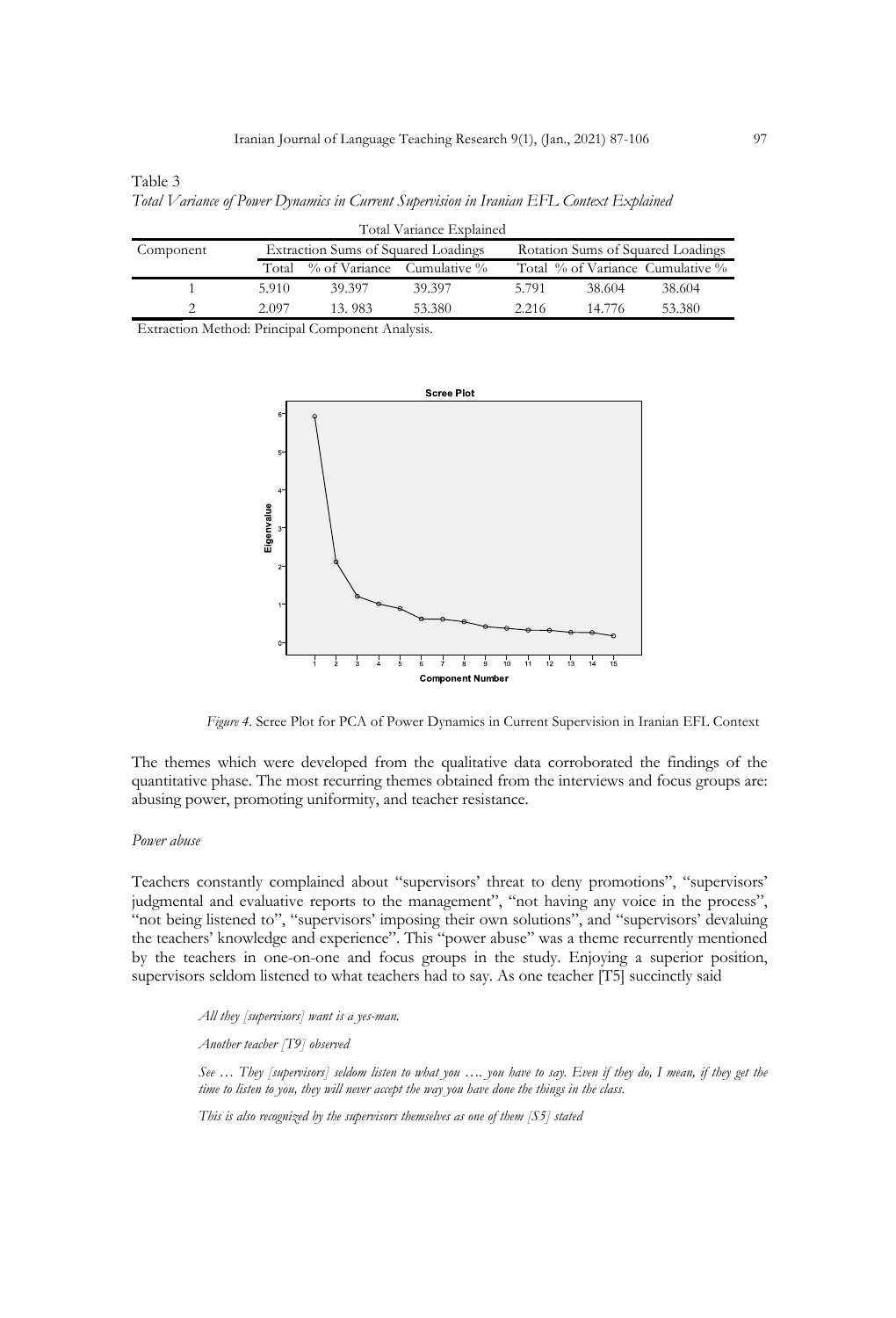Table 3

*Total Variance of Power Dynamics in Current Supervision in Iranian EFL Context Explained*

| Total Variance Explained | | | | | | |
|---|---|---|---|---|---|---|
| Component | Extraction Sums of Squared Loadings | | | Rotation Sums of Squared Loadings | | |
| | Total | % of Variance | Cumulative % | Total | % of Variance | Cumulative % |
| 1 | 5.910 | 39.397 | 39.397 | 5.791 | 38.604 | 38.604 |
| 2 | 2.097 | 13. 983 | 53.380 | 2.216 | 14.776 | 53.380 |

Extraction Method: Principal Component Analysis.

*Figure 4.* Scree Plot for PCA of Power Dynamics in Current Supervision in Iranian EFL Context

The themes which were developed from the qualitative data corroborated the findings of the quantitative phase. The most recurring themes obtained from the interviews and focus groups are: abusing power, promoting uniformity, and teacher resistance.

*Power abuse*

Teachers constantly complained about "supervisors' threat to deny promotions", "supervisors' judgmental and evaluative reports to the management", "not having any voice in the process", "not being listened to", "supervisors' imposing their own solutions", and "supervisors' devaluing the teachers' knowledge and experience". This "power abuse" was a theme recurrently mentioned by the teachers in one-on-one and focus groups in the study. Enjoying a superior position, supervisors seldom listened to what teachers had to say. As one teacher [T5] succinctly said

> *All they [supervisors] want is a yes-man.*
>
> *Another teacher [T9] observed*
>
> *See … They [supervisors] seldom listen to what you …. you have to say. Even if they do, I mean, if they get the time to listen to you, they will never accept the way you have done the things in the class.*
>
> *This is also recognized by the supervisors themselves as one of them [S5] stated*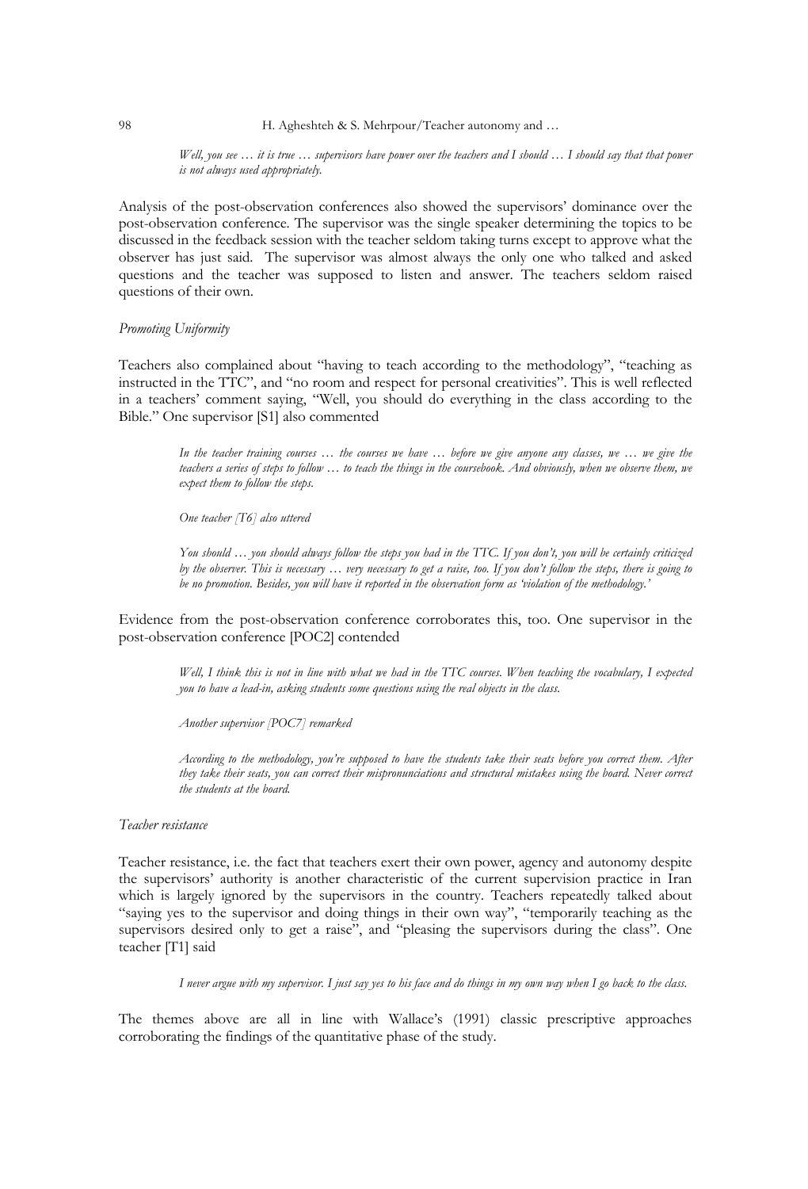*Well, you see … it is true … supervisors have power over the teachers and I should … I should say that that power is not always used appropriately.*

Analysis of the post-observation conferences also showed the supervisors' dominance over the post-observation conference. The supervisor was the single speaker determining the topics to be discussed in the feedback session with the teacher seldom taking turns except to approve what the observer has just said. The supervisor was almost always the only one who talked and asked questions and the teacher was supposed to listen and answer. The teachers seldom raised questions of their own.

*Promoting Uniformity*

Teachers also complained about "having to teach according to the methodology", "teaching as instructed in the TTC", and "no room and respect for personal creativities". This is well reflected in a teachers' comment saying, "Well, you should do everything in the class according to the Bible." One supervisor [S1] also commented

*In the teacher training courses … the courses we have … before we give anyone any classes, we … we give the teachers a series of steps to follow … to teach the things in the coursebook. And obviously, when we observe them, we expect them to follow the steps.*

*One teacher [T6] also uttered*

*You should … you should always follow the steps you had in the TTC. If you don't, you will be certainly criticized by the observer. This is necessary … very necessary to get a raise, too. If you don't follow the steps, there is going to be no promotion. Besides, you will have it reported in the observation form as 'violation of the methodology.'*

Evidence from the post-observation conference corroborates this, too. One supervisor in the post-observation conference [POC2] contended

*Well, I think this is not in line with what we had in the TTC courses. When teaching the vocabulary, I expected you to have a lead-in, asking students some questions using the real objects in the class.*

*Another supervisor [POC7] remarked*

*According to the methodology, you're supposed to have the students take their seats before you correct them. After they take their seats, you can correct their mispronunciations and structural mistakes using the board. Never correct the students at the board.*

*Teacher resistance*

Teacher resistance, i.e. the fact that teachers exert their own power, agency and autonomy despite the supervisors' authority is another characteristic of the current supervision practice in Iran which is largely ignored by the supervisors in the country. Teachers repeatedly talked about "saying yes to the supervisor and doing things in their own way", "temporarily teaching as the supervisors desired only to get a raise", and "pleasing the supervisors during the class". One teacher [T1] said

*I never argue with my supervisor. I just say yes to his face and do things in my own way when I go back to the class.*

The themes above are all in line with Wallace's (1991) classic prescriptive approaches corroborating the findings of the quantitative phase of the study.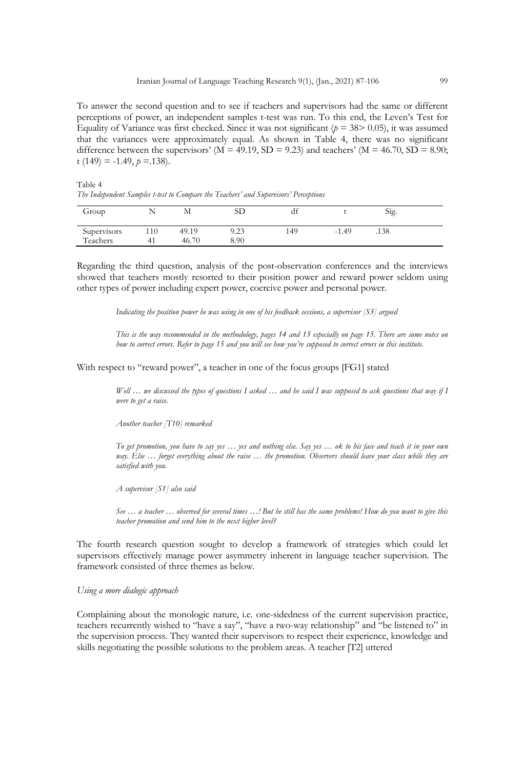To answer the second question and to see if teachers and supervisors had the same or different perceptions of power, an independent samples t-test was run. To this end, the Leven's Test for Equality of Variance was first checked. Since it was not significant ($p = 38 > 0.05$), it was assumed that the variances were approximately equal. As shown in Table 4, there was no significant difference between the supervisors' (M = 49.19, SD = 9.23) and teachers' (M = 46.70, SD = 8.90; $t(149) = -1.49$, $p = .138$).

Table 4

*The Independent Samples t-test to Compare the Teachers' and Supervisors' Perceptions*

| Group | N | M | SD | df | t | Sig. |
|---|---|---|---|---|---|---|
| Supervisors | 110 | 49.19 | 9.23 | 149 | -1.49 | .138 |
| Teachers | 41 | 46.70 | 8.90 | | | |

Regarding the third question, analysis of the post-observation conferences and the interviews showed that teachers mostly resorted to their position power and reward power seldom using other types of power including expert power, coercive power and personal power.

> *Indicating the position power he was using in one of his feedback sessions, a supervisor [S3] argued*
>
> *This is the way recommended in the methodology, pages 14 and 15 especially on page 15. There are some notes on how to correct errors. Refer to page 15 and you will see how you're supposed to correct errors in this institute.*

With respect to "reward power", a teacher in one of the focus groups [FG1] stated

> *Well … we discussed the types of questions I asked … and he said I was supposed to ask questions that way if I were to get a raise.*
>
> *Another teacher [T10] remarked*
>
> *To get promotion, you have to say yes … yes and nothing else. Say yes … ok to his face and teach it in your own way. Else … forget everything about the raise … the promotion. Observers should leave your class while they are satisfied with you.*
>
> *A supervisor [S1] also said*
>
> *See … a teacher … observed for several times …! But he still has the same problems! How do you want to give this teacher promotion and send him to the next higher level?*

The fourth research question sought to develop a framework of strategies which could let supervisors effectively manage power asymmetry inherent in language teacher supervision. The framework consisted of three themes as below.

*Using a more dialogic approach*

Complaining about the monologic nature, i.e. one-sidedness of the current supervision practice, teachers recurrently wished to "have a say", "have a two-way relationship" and "be listened to" in the supervision process. They wanted their supervisors to respect their experience, knowledge and skills negotiating the possible solutions to the problem areas. A teacher [T2] uttered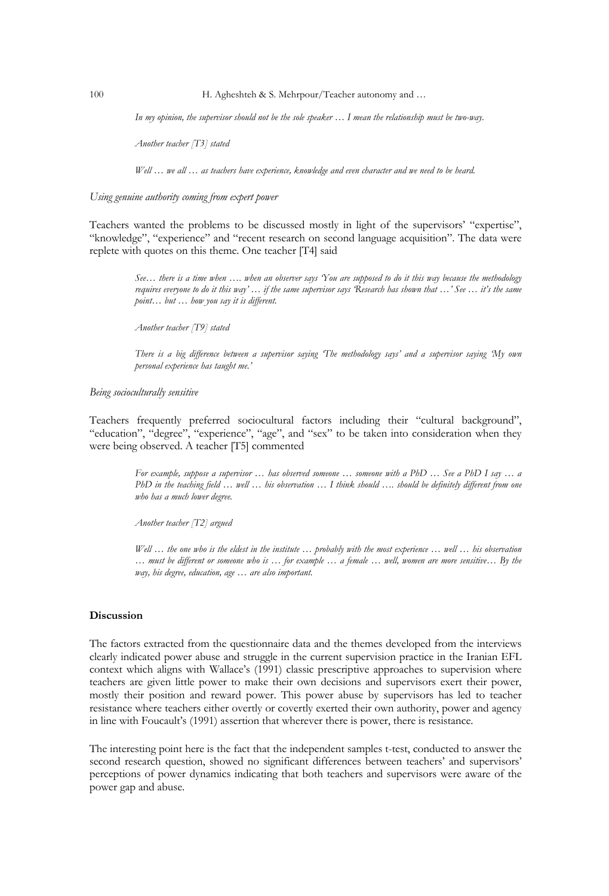*In my opinion, the supervisor should not be the sole speaker … I mean the relationship must be two-way.*

*Another teacher [T3] stated*

*Well … we all … as teachers have experience, knowledge and even character and we need to be heard.*

*Using genuine authority coming from expert power*

Teachers wanted the problems to be discussed mostly in light of the supervisors' "expertise", "knowledge", "experience" and "recent research on second language acquisition". The data were replete with quotes on this theme. One teacher [T4] said

*See… there is a time when …. when an observer says 'You are supposed to do it this way because the methodology requires everyone to do it this way' … if the same supervisor says 'Research has shown that …' See … it's the same point… but … how you say it is different.*

*Another teacher [T9] stated*

*There is a big difference between a supervisor saying 'The methodology says' and a supervisor saying 'My own personal experience has taught me.'*

*Being socioculturally sensitive*

Teachers frequently preferred sociocultural factors including their "cultural background", "education", "degree", "experience", "age", and "sex" to be taken into consideration when they were being observed. A teacher [T5] commented

*For example, suppose a supervisor … has observed someone … someone with a PhD … See a PhD I say … a PhD in the teaching field … well … his observation … I think should …. should be definitely different from one who has a much lower degree.*

*Another teacher [T2] argued*

*Well … the one who is the eldest in the institute … probably with the most experience … well … his observation … must be different or someone who is … for example … a female … well, women are more sensitive… By the way, his degree, education, age … are also important.*

## Discussion

The factors extracted from the questionnaire data and the themes developed from the interviews clearly indicated power abuse and struggle in the current supervision practice in the Iranian EFL context which aligns with Wallace's (1991) classic prescriptive approaches to supervision where teachers are given little power to make their own decisions and supervisors exert their power, mostly their position and reward power. This power abuse by supervisors has led to teacher resistance where teachers either overtly or covertly exerted their own authority, power and agency in line with Foucault's (1991) assertion that wherever there is power, there is resistance.

The interesting point here is the fact that the independent samples t-test, conducted to answer the second research question, showed no significant differences between teachers' and supervisors' perceptions of power dynamics indicating that both teachers and supervisors were aware of the power gap and abuse.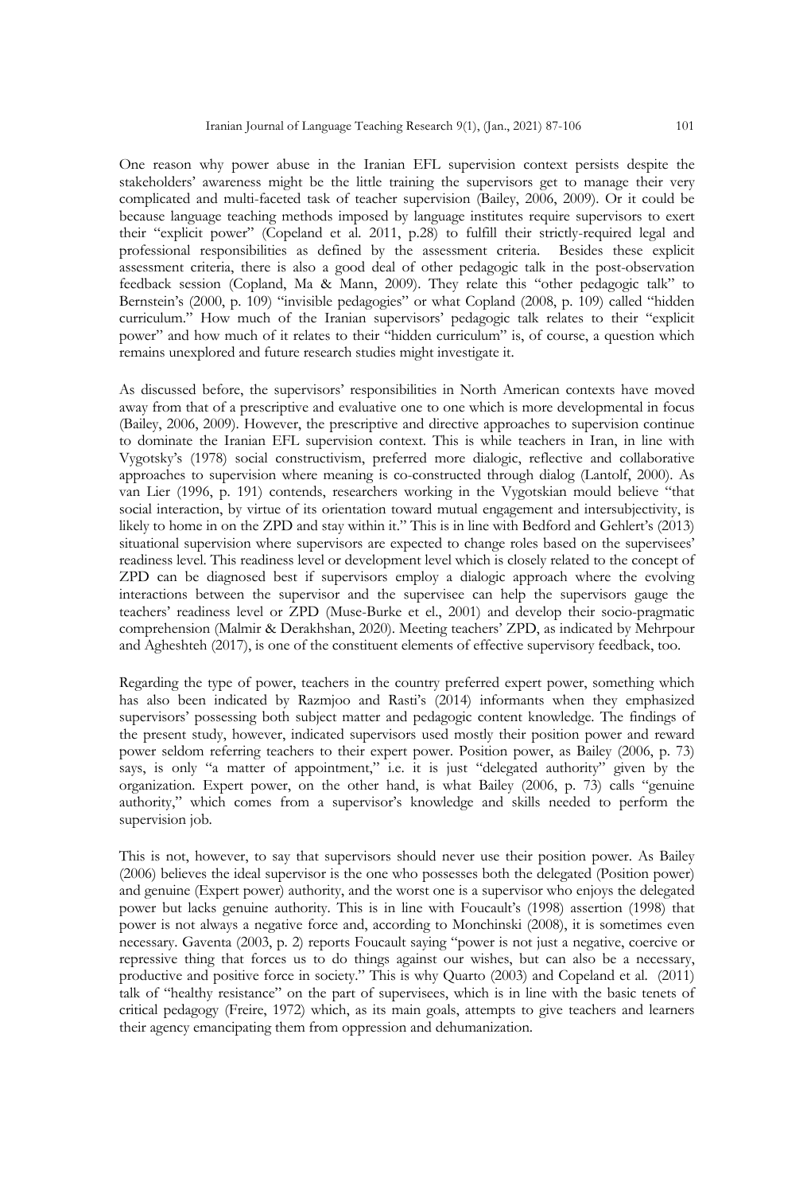One reason why power abuse in the Iranian EFL supervision context persists despite the stakeholders' awareness might be the little training the supervisors get to manage their very complicated and multi-faceted task of teacher supervision (Bailey, 2006, 2009). Or it could be because language teaching methods imposed by language institutes require supervisors to exert their "explicit power" (Copeland et al. 2011, p.28) to fulfill their strictly-required legal and professional responsibilities as defined by the assessment criteria. Besides these explicit assessment criteria, there is also a good deal of other pedagogic talk in the post-observation feedback session (Copland, Ma & Mann, 2009). They relate this "other pedagogic talk" to Bernstein's (2000, p. 109) "invisible pedagogies" or what Copland (2008, p. 109) called "hidden curriculum." How much of the Iranian supervisors' pedagogic talk relates to their "explicit power" and how much of it relates to their "hidden curriculum" is, of course, a question which remains unexplored and future research studies might investigate it.

As discussed before, the supervisors' responsibilities in North American contexts have moved away from that of a prescriptive and evaluative one to one which is more developmental in focus (Bailey, 2006, 2009). However, the prescriptive and directive approaches to supervision continue to dominate the Iranian EFL supervision context. This is while teachers in Iran, in line with Vygotsky's (1978) social constructivism, preferred more dialogic, reflective and collaborative approaches to supervision where meaning is co-constructed through dialog (Lantolf, 2000). As van Lier (1996, p. 191) contends, researchers working in the Vygotskian mould believe "that social interaction, by virtue of its orientation toward mutual engagement and intersubjectivity, is likely to home in on the ZPD and stay within it." This is in line with Bedford and Gehlert's (2013) situational supervision where supervisors are expected to change roles based on the supervisees' readiness level. This readiness level or development level which is closely related to the concept of ZPD can be diagnosed best if supervisors employ a dialogic approach where the evolving interactions between the supervisor and the supervisee can help the supervisors gauge the teachers' readiness level or ZPD (Muse-Burke et el., 2001) and develop their socio-pragmatic comprehension (Malmir & Derakhshan, 2020). Meeting teachers' ZPD, as indicated by Mehrpour and Agheshteh (2017), is one of the constituent elements of effective supervisory feedback, too.

Regarding the type of power, teachers in the country preferred expert power, something which has also been indicated by Razmjoo and Rasti's (2014) informants when they emphasized supervisors' possessing both subject matter and pedagogic content knowledge. The findings of the present study, however, indicated supervisors used mostly their position power and reward power seldom referring teachers to their expert power. Position power, as Bailey (2006, p. 73) says, is only "a matter of appointment," i.e. it is just "delegated authority" given by the organization. Expert power, on the other hand, is what Bailey (2006, p. 73) calls "genuine authority," which comes from a supervisor's knowledge and skills needed to perform the supervision job.

This is not, however, to say that supervisors should never use their position power. As Bailey (2006) believes the ideal supervisor is the one who possesses both the delegated (Position power) and genuine (Expert power) authority, and the worst one is a supervisor who enjoys the delegated power but lacks genuine authority. This is in line with Foucault's (1998) assertion (1998) that power is not always a negative force and, according to Monchinski (2008), it is sometimes even necessary. Gaventa (2003, p. 2) reports Foucault saying "power is not just a negative, coercive or repressive thing that forces us to do things against our wishes, but can also be a necessary, productive and positive force in society." This is why Quarto (2003) and Copeland et al. (2011) talk of "healthy resistance" on the part of supervisees, which is in line with the basic tenets of critical pedagogy (Freire, 1972) which, as its main goals, attempts to give teachers and learners their agency emancipating them from oppression and dehumanization.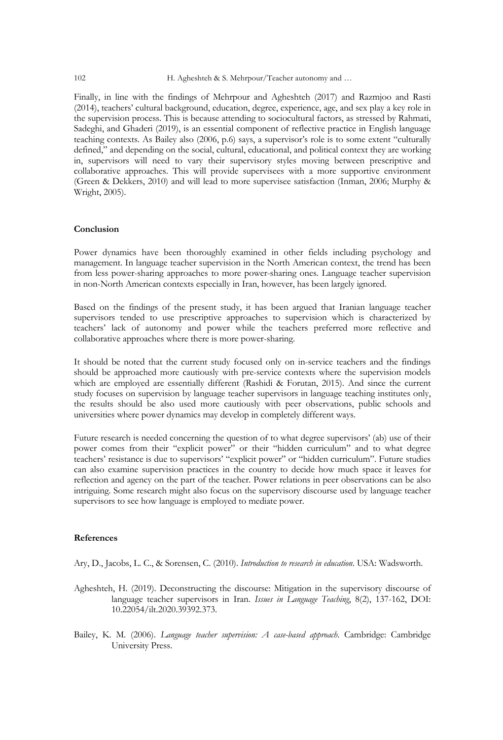Finally, in line with the findings of Mehrpour and Agheshteh (2017) and Razmjoo and Rasti (2014), teachers' cultural background, education, degree, experience, age, and sex play a key role in the supervision process. This is because attending to sociocultural factors, as stressed by Rahmati, Sadeghi, and Ghaderi (2019), is an essential component of reflective practice in English language teaching contexts. As Bailey also (2006, p.6) says, a supervisor's role is to some extent "culturally defined," and depending on the social, cultural, educational, and political context they are working in, supervisors will need to vary their supervisory styles moving between prescriptive and collaborative approaches. This will provide supervisees with a more supportive environment (Green & Dekkers, 2010) and will lead to more supervisee satisfaction (Inman, 2006; Murphy & Wright, 2005).

## Conclusion

Power dynamics have been thoroughly examined in other fields including psychology and management. In language teacher supervision in the North American context, the trend has been from less power-sharing approaches to more power-sharing ones. Language teacher supervision in non-North American contexts especially in Iran, however, has been largely ignored.

Based on the findings of the present study, it has been argued that Iranian language teacher supervisors tended to use prescriptive approaches to supervision which is characterized by teachers' lack of autonomy and power while the teachers preferred more reflective and collaborative approaches where there is more power-sharing.

It should be noted that the current study focused only on in-service teachers and the findings should be approached more cautiously with pre-service contexts where the supervision models which are employed are essentially different (Rashidi & Forutan, 2015). And since the current study focuses on supervision by language teacher supervisors in language teaching institutes only, the results should be also used more cautiously with peer observations, public schools and universities where power dynamics may develop in completely different ways.

Future research is needed concerning the question of to what degree supervisors' (ab) use of their power comes from their "explicit power" or their "hidden curriculum" and to what degree teachers' resistance is due to supervisors' "explicit power" or "hidden curriculum". Future studies can also examine supervision practices in the country to decide how much space it leaves for reflection and agency on the part of the teacher. Power relations in peer observations can be also intriguing. Some research might also focus on the supervisory discourse used by language teacher supervisors to see how language is employed to mediate power.

## References

Ary, D., Jacobs, L. C., & Sorensen, C. (2010). *Introduction to research in education*. USA: Wadsworth.

Agheshteh, H. (2019). Deconstructing the discourse: Mitigation in the supervisory discourse of language teacher supervisors in Iran. *Issues in Language Teaching*, 8(2), 137-162, DOI: 10.22054/ilt.2020.39392.373.

Bailey, K. M. (2006). *Language teacher supervision: A case-based approach*. Cambridge: Cambridge University Press.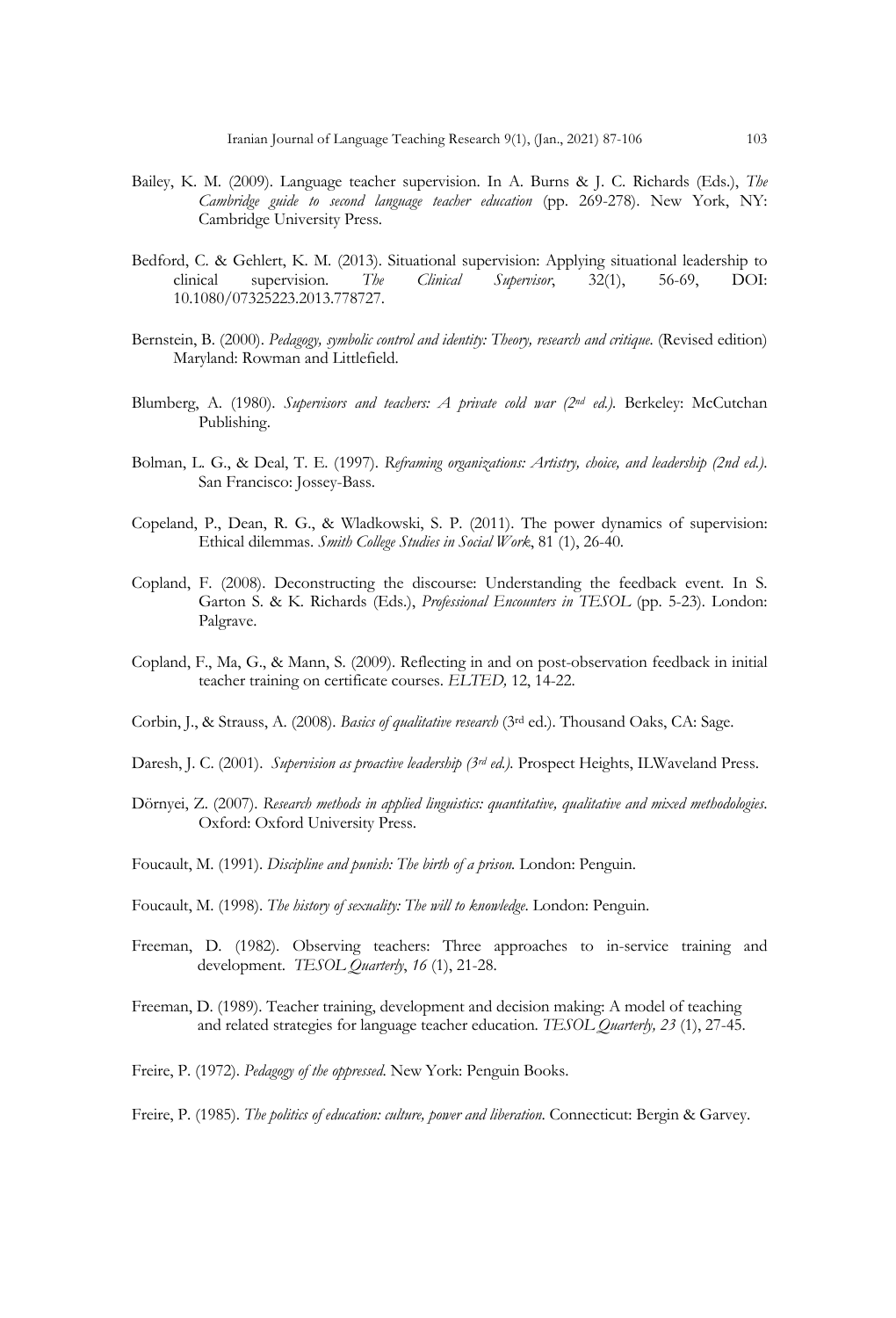Bailey, K. M. (2009). Language teacher supervision. In A. Burns & J. C. Richards (Eds.), *The Cambridge guide to second language teacher education* (pp. 269-278). New York, NY: Cambridge University Press.

Bedford, C. & Gehlert, K. M. (2013). Situational supervision: Applying situational leadership to clinical supervision. *The Clinical Supervisor*, 32(1), 56-69, DOI: 10.1080/07325223.2013.778727.

Bernstein, B. (2000). *Pedagogy, symbolic control and identity: Theory, research and critique.* (Revised edition) Maryland: Rowman and Littlefield.

Blumberg, A. (1980). *Supervisors and teachers: A private cold war (2nd ed.).* Berkeley: McCutchan Publishing.

Bolman, L. G., & Deal, T. E. (1997). *Reframing organizations: Artistry, choice, and leadership (2nd ed.).* San Francisco: Jossey-Bass.

Copeland, P., Dean, R. G., & Wladkowski, S. P. (2011). The power dynamics of supervision: Ethical dilemmas. *Smith College Studies in Social Work*, 81 (1), 26-40.

Copland, F. (2008). Deconstructing the discourse: Understanding the feedback event. In S. Garton S. & K. Richards (Eds.), *Professional Encounters in TESOL* (pp. 5-23). London: Palgrave.

Copland, F., Ma, G., & Mann, S. (2009). Reflecting in and on post-observation feedback in initial teacher training on certificate courses. *ELTED,* 12, 14-22.

Corbin, J., & Strauss, A. (2008). *Basics of qualitative research* (3rd ed.). Thousand Oaks, CA: Sage.

Daresh, J. C. (2001). *Supervision as proactive leadership (3rd ed.).* Prospect Heights, ILWaveland Press.

Dörnyei, Z. (2007). *Research methods in applied linguistics: quantitative, qualitative and mixed methodologies.* Oxford: Oxford University Press.

Foucault, M. (1991). *Discipline and punish: The birth of a prison.* London: Penguin.

Foucault, M. (1998). *The history of sexuality: The will to knowledge*. London: Penguin.

Freeman, D. (1982). Observing teachers: Three approaches to in-service training and development. *TESOL Quarterly*, *16* (1), 21-28.

Freeman, D. (1989). Teacher training, development and decision making: A model of teaching and related strategies for language teacher education. *TESOL Quarterly, 23* (1), 27-45.

Freire, P. (1972). *Pedagogy of the oppressed.* New York: Penguin Books.

Freire, P. (1985). *The politics of education: culture, power and liberation.* Connecticut: Bergin & Garvey.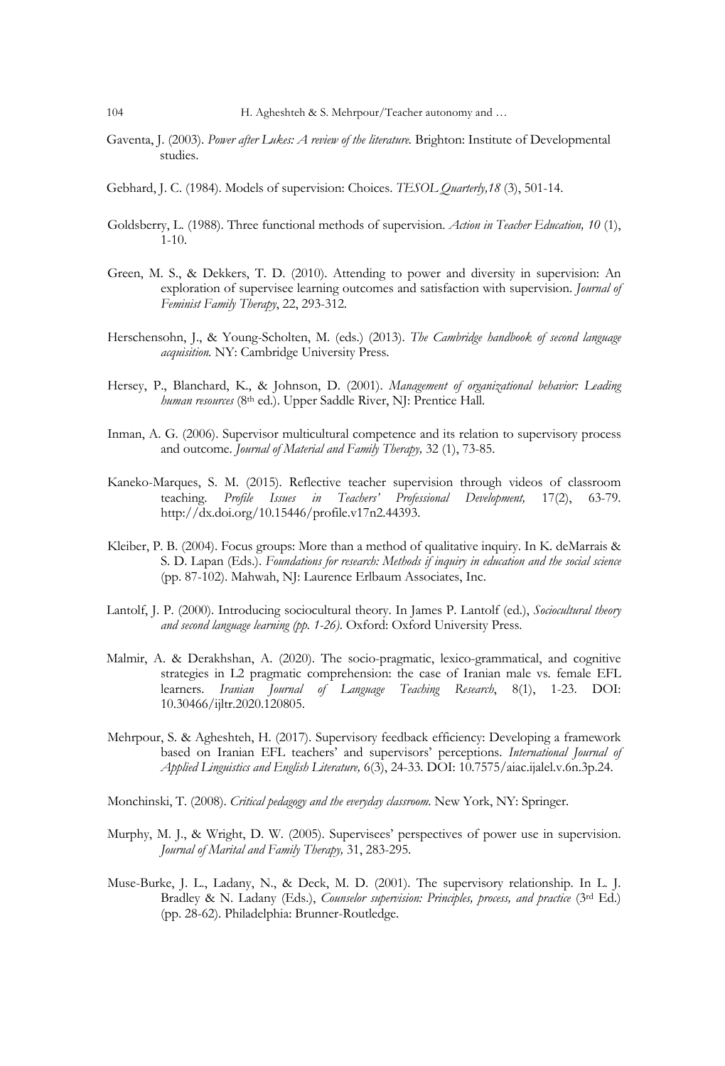Gaventa, J. (2003). *Power after Lukes: A review of the literature.* Brighton: Institute of Developmental studies.

Gebhard, J. C. (1984). Models of supervision: Choices. *TESOL Quarterly,18* (3), 501-14.

Goldsberry, L. (1988). Three functional methods of supervision. *Action in Teacher Education, 10* (1), 1-10.

Green, M. S., & Dekkers, T. D. (2010). Attending to power and diversity in supervision: An exploration of supervisee learning outcomes and satisfaction with supervision. *Journal of Feminist Family Therapy*, 22, 293-312.

Herschensohn, J., & Young-Scholten, M. (eds.) (2013). *The Cambridge handbook of second language acquisition.* NY: Cambridge University Press.

Hersey, P., Blanchard, K., & Johnson, D. (2001). *Management of organizational behavior: Leading human resources* (8th ed.). Upper Saddle River, NJ: Prentice Hall.

Inman, A. G. (2006). Supervisor multicultural competence and its relation to supervisory process and outcome. *Journal of Material and Family Therapy,* 32 (1), 73-85.

Kaneko-Marques, S. M. (2015). Reflective teacher supervision through videos of classroom teaching. *Profile Issues in Teachers' Professional Development,* 17(2), 63-79. http://dx.doi.org/10.15446/profile.v17n2.44393.

Kleiber, P. B. (2004). Focus groups: More than a method of qualitative inquiry. In K. deMarrais & S. D. Lapan (Eds.). *Foundations for research: Methods if inquiry in education and the social science* (pp. 87-102). Mahwah, NJ: Laurence Erlbaum Associates, Inc.

Lantolf, J. P. (2000). Introducing sociocultural theory. In James P. Lantolf (ed.), *Sociocultural theory and second language learning (pp. 1-26).* Oxford: Oxford University Press.

Malmir, A. & Derakhshan, A. (2020). The socio-pragmatic, lexico-grammatical, and cognitive strategies in L2 pragmatic comprehension: the case of Iranian male vs. female EFL learners. *Iranian Journal of Language Teaching Research*, 8(1), 1-23. DOI: 10.30466/ijltr.2020.120805.

Mehrpour, S. & Agheshteh, H. (2017). Supervisory feedback efficiency: Developing a framework based on Iranian EFL teachers' and supervisors' perceptions. *International Journal of Applied Linguistics and English Literature,* 6(3), 24-33. DOI: 10.7575/aiac.ijalel.v.6n.3p.24.

Monchinski, T. (2008). *Critical pedagogy and the everyday classroom.* New York, NY: Springer.

Murphy, M. J., & Wright, D. W. (2005). Supervisees' perspectives of power use in supervision. *Journal of Marital and Family Therapy,* 31, 283-295.

Muse-Burke, J. L., Ladany, N., & Deck, M. D. (2001). The supervisory relationship. In L. J. Bradley & N. Ladany (Eds.), *Counselor supervision: Principles, process, and practice* (3rd Ed.) (pp. 28-62). Philadelphia: Brunner-Routledge.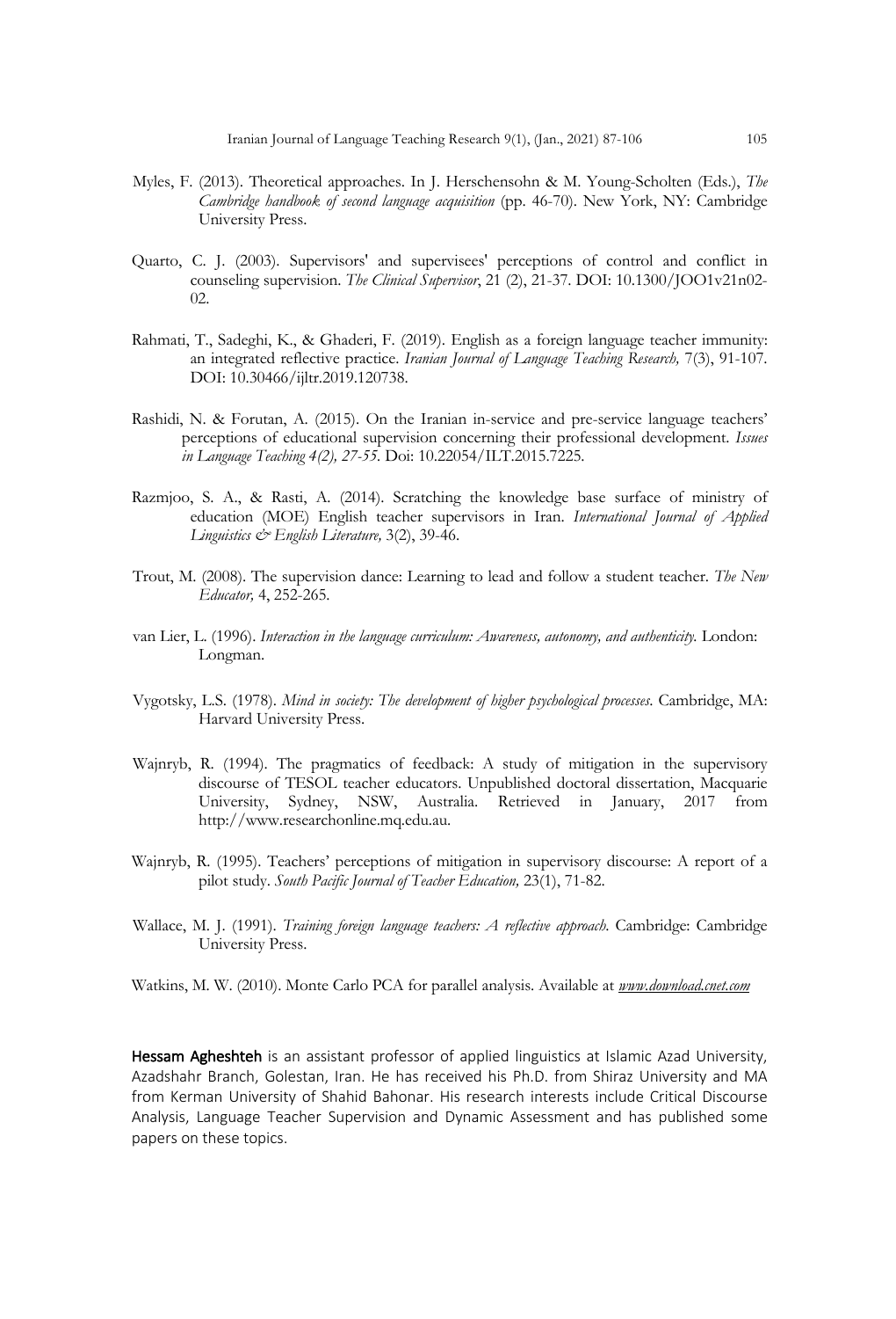Myles, F. (2013). Theoretical approaches. In J. Herschensohn & M. Young-Scholten (Eds.), *The Cambridge handbook of second language acquisition* (pp. 46-70). New York, NY: Cambridge University Press.

Quarto, C. J. (2003). Supervisors' and supervisees' perceptions of control and conflict in counseling supervision. *The Clinical Supervisor*, 21 (2), 21-37. DOI: 10.1300/JOO1v21n02-02.

Rahmati, T., Sadeghi, K., & Ghaderi, F. (2019). English as a foreign language teacher immunity: an integrated reflective practice. *Iranian Journal of Language Teaching Research,* 7(3), 91-107. DOI: 10.30466/ijltr.2019.120738.

Rashidi, N. & Forutan, A. (2015). On the Iranian in-service and pre-service language teachers' perceptions of educational supervision concerning their professional development. *Issues in Language Teaching 4(2), 27-55.* Doi: 10.22054/ILT.2015.7225.

Razmjoo, S. A., & Rasti, A. (2014). Scratching the knowledge base surface of ministry of education (MOE) English teacher supervisors in Iran. *International Journal of Applied Linguistics & English Literature,* 3(2), 39-46.

Trout, M. (2008). The supervision dance: Learning to lead and follow a student teacher. *The New Educator,* 4, 252-265.

van Lier, L. (1996). *Interaction in the language curriculum: Awareness, autonomy, and authenticity.* London: Longman.

Vygotsky, L.S. (1978). *Mind in society: The development of higher psychological processes.* Cambridge, MA: Harvard University Press.

Wajnryb, R. (1994). The pragmatics of feedback: A study of mitigation in the supervisory discourse of TESOL teacher educators. Unpublished doctoral dissertation, Macquarie University, Sydney, NSW, Australia. Retrieved in January, 2017 from http://www.researchonline.mq.edu.au.

Wajnryb, R. (1995). Teachers' perceptions of mitigation in supervisory discourse: A report of a pilot study. *South Pacific Journal of Teacher Education,* 23(1), 71-82.

Wallace, M. J. (1991). *Training foreign language teachers: A reflective approach.* Cambridge: Cambridge University Press.

Watkins, M. W. (2010). Monte Carlo PCA for parallel analysis. Available at *www.download.cnet.com*

**Hessam Agheshteh** is an assistant professor of applied linguistics at Islamic Azad University, Azadshahr Branch, Golestan, Iran. He has received his Ph.D. from Shiraz University and MA from Kerman University of Shahid Bahonar. His research interests include Critical Discourse Analysis, Language Teacher Supervision and Dynamic Assessment and has published some papers on these topics.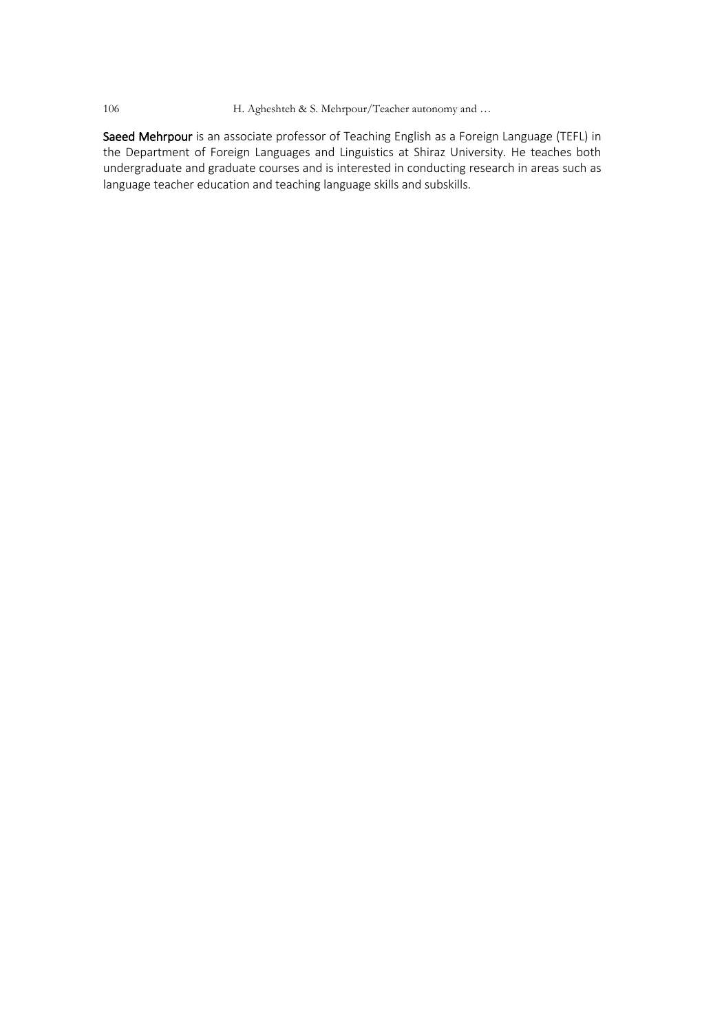**Saeed Mehrpour** is an associate professor of Teaching English as a Foreign Language (TEFL) in the Department of Foreign Languages and Linguistics at Shiraz University. He teaches both undergraduate and graduate courses and is interested in conducting research in areas such as language teacher education and teaching language skills and subskills.